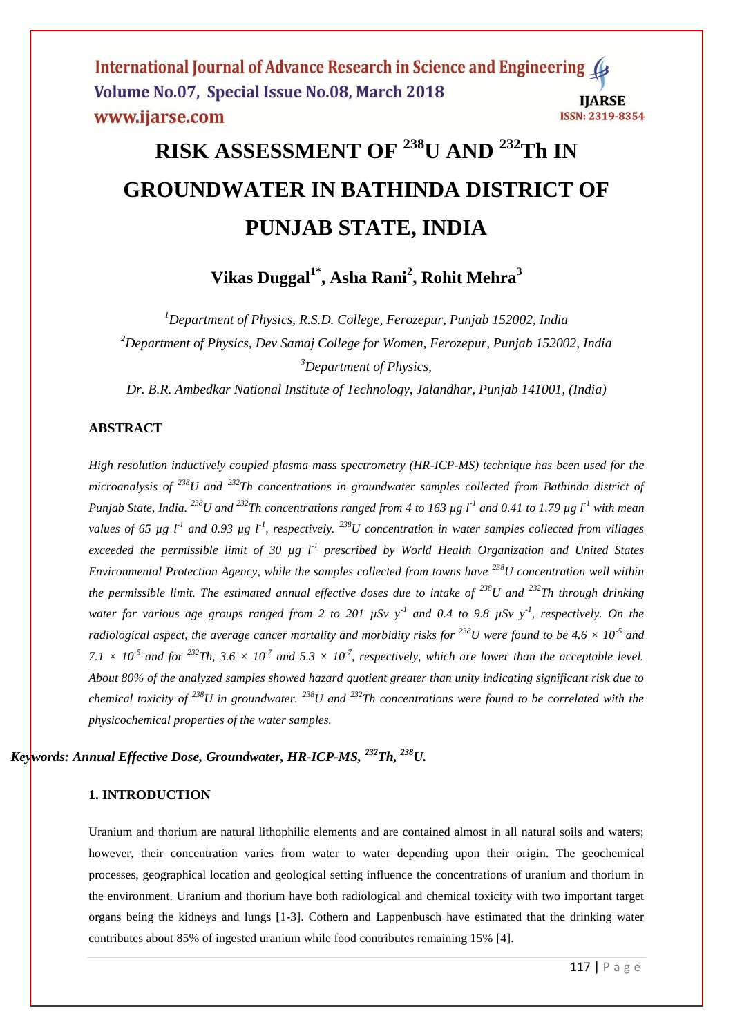# RISK ASSESSMENT OF $^{238}$U AND $^{232}$Th IN GROUNDWATER IN BATHINDA DISTRICT OF PUNJAB STATE, INDIA

**Vikas Duggal[1*], Asha Rani[2], Rohit Mehra[3]**

[1]*Department of Physics, R.S.D. College, Ferozepur, Punjab 152002, India*

[2]*Department of Physics, Dev Samaj College for Women, Ferozepur, Punjab 152002, India*

[3]*Department of Physics,*

*Dr. B.R. Ambedkar National Institute of Technology, Jalandhar, Punjab 141001, (India)*

### ABSTRACT

*High resolution inductively coupled plasma mass spectrometry (HR-ICP-MS) technique has been used for the microanalysis of $^{238}$U and $^{232}$Th concentrations in groundwater samples collected from Bathinda district of Punjab State, India. $^{238}$U and $^{232}$Th concentrations ranged from 4 to 163 µg $l^{-1}$ and 0.41 to 1.79 µg $l^{-1}$ with mean values of 65 µg $l^{-1}$ and 0.93 µg $l^{-1}$, respectively. $^{238}$U concentration in water samples collected from villages exceeded the permissible limit of 30 µg $l^{-1}$ prescribed by World Health Organization and United States Environmental Protection Agency, while the samples collected from towns have $^{238}$U concentration well within the permissible limit. The estimated annual effective doses due to intake of $^{238}$U and $^{232}$Th through drinking water for various age groups ranged from 2 to 201 µSv $y^{-1}$ and 0.4 to 9.8 µSv $y^{-1}$, respectively. On the radiological aspect, the average cancer mortality and morbidity risks for $^{238}$U were found to be $4.6 \times 10^{-5}$ and $7.1 \times 10^{-5}$ and for $^{232}$Th, $3.6 \times 10^{-7}$ and $5.3 \times 10^{-7}$, respectively, which are lower than the acceptable level. About 80% of the analyzed samples showed hazard quotient greater than unity indicating significant risk due to chemical toxicity of $^{238}$U in groundwater. $^{238}$U and $^{232}$Th concentrations were found to be correlated with the physicochemical properties of the water samples.*

***Keywords: Annual Effective Dose, Groundwater, HR-ICP-MS, $^{232}$Th, $^{238}$U.***

### 1. INTRODUCTION

Uranium and thorium are natural lithophilic elements and are contained almost in all natural soils and waters; however, their concentration varies from water to water depending upon their origin. The geochemical processes, geographical location and geological setting influence the concentrations of uranium and thorium in the environment. Uranium and thorium have both radiological and chemical toxicity with two important target organs being the kidneys and lungs [1-3]. Cothern and Lappenbusch have estimated that the drinking water contributes about 85% of ingested uranium while food contributes remaining 15% [4].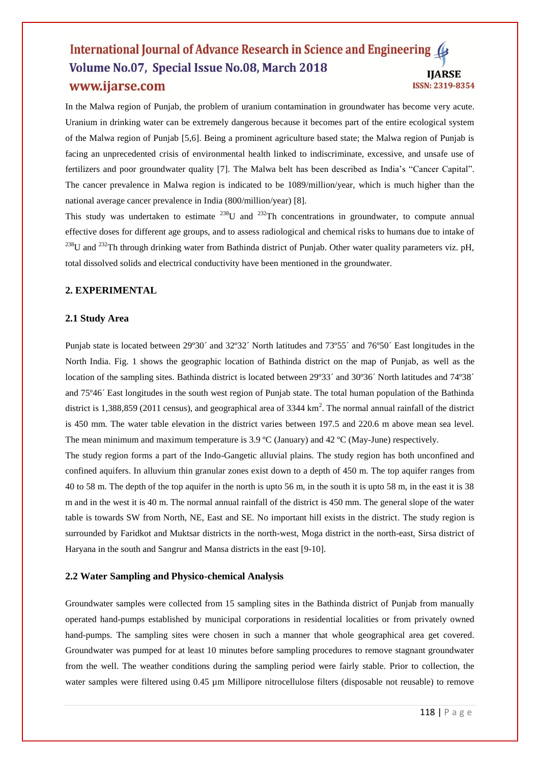In the Malwa region of Punjab, the problem of uranium contamination in groundwater has become very acute. Uranium in drinking water can be extremely dangerous because it becomes part of the entire ecological system of the Malwa region of Punjab [5,6]. Being a prominent agriculture based state; the Malwa region of Punjab is facing an unprecedented crisis of environmental health linked to indiscriminate, excessive, and unsafe use of fertilizers and poor groundwater quality [7]. The Malwa belt has been described as India's "Cancer Capital". The cancer prevalence in Malwa region is indicated to be 1089/million/year, which is much higher than the national average cancer prevalence in India (800/million/year) [8].

This study was undertaken to estimate $^{238}$U and $^{232}$Th concentrations in groundwater, to compute annual effective doses for different age groups, and to assess radiological and chemical risks to humans due to intake of $^{238}$U and $^{232}$Th through drinking water from Bathinda district of Punjab. Other water quality parameters viz. pH, total dissolved solids and electrical conductivity have been mentioned in the groundwater.

## 2. EXPERIMENTAL

### 2.1 Study Area

Punjab state is located between 29º30´ and 32º32´ North latitudes and 73º55´ and 76º50´ East longitudes in the North India. Fig. 1 shows the geographic location of Bathinda district on the map of Punjab, as well as the location of the sampling sites. Bathinda district is located between 29º33´ and 30º36´ North latitudes and 74º38´ and 75º46´ East longitudes in the south west region of Punjab state. The total human population of the Bathinda district is 1,388,859 (2011 census), and geographical area of 3344 km$^2$. The normal annual rainfall of the district is 450 mm. The water table elevation in the district varies between 197.5 and 220.6 m above mean sea level. The mean minimum and maximum temperature is 3.9 ºC (January) and 42 ºC (May-June) respectively.

The study region forms a part of the Indo-Gangetic alluvial plains. The study region has both unconfined and confined aquifers. In alluvium thin granular zones exist down to a depth of 450 m. The top aquifer ranges from 40 to 58 m. The depth of the top aquifer in the north is upto 56 m, in the south it is upto 58 m, in the east it is 38 m and in the west it is 40 m. The normal annual rainfall of the district is 450 mm. The general slope of the water table is towards SW from North, NE, East and SE. No important hill exists in the district. The study region is surrounded by Faridkot and Muktsar districts in the north-west, Moga district in the north-east, Sirsa district of Haryana in the south and Sangrur and Mansa districts in the east [9-10].

### 2.2 Water Sampling and Physico-chemical Analysis

Groundwater samples were collected from 15 sampling sites in the Bathinda district of Punjab from manually operated hand-pumps established by municipal corporations in residential localities or from privately owned hand-pumps. The sampling sites were chosen in such a manner that whole geographical area get covered. Groundwater was pumped for at least 10 minutes before sampling procedures to remove stagnant groundwater from the well. The weather conditions during the sampling period were fairly stable. Prior to collection, the water samples were filtered using 0.45 µm Millipore nitrocellulose filters (disposable not reusable) to remove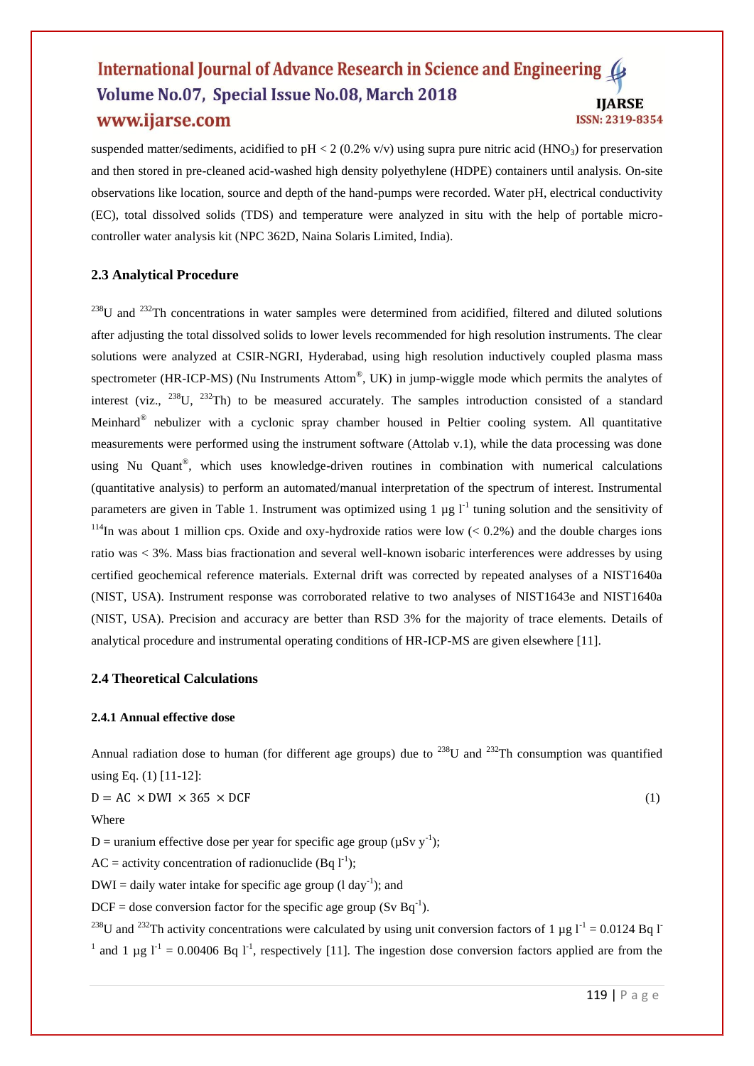suspended matter/sediments, acidified to pH < 2 (0.2% v/v) using supra pure nitric acid ($HNO_3$) for preservation and then stored in pre-cleaned acid-washed high density polyethylene (HDPE) containers until analysis. On-site observations like location, source and depth of the hand-pumps were recorded. Water pH, electrical conductivity (EC), total dissolved solids (TDS) and temperature were analyzed in situ with the help of portable micro-controller water analysis kit (NPC 362D, Naina Solaris Limited, India).

### 2.3 Analytical Procedure

$^{238}U$ and $^{232}Th$ concentrations in water samples were determined from acidified, filtered and diluted solutions after adjusting the total dissolved solids to lower levels recommended for high resolution instruments. The clear solutions were analyzed at CSIR-NGRI, Hyderabad, using high resolution inductively coupled plasma mass spectrometer (HR-ICP-MS) (Nu Instruments Attom®, UK) in jump-wiggle mode which permits the analytes of interest (viz., $^{238}U$, $^{232}Th$) to be measured accurately. The samples introduction consisted of a standard Meinhard® nebulizer with a cyclonic spray chamber housed in Peltier cooling system. All quantitative measurements were performed using the instrument software (Attolab v.1), while the data processing was done using Nu Quant®, which uses knowledge-driven routines in combination with numerical calculations (quantitative analysis) to perform an automated/manual interpretation of the spectrum of interest. Instrumental parameters are given in Table 1. Instrument was optimized using 1 µg $l^{-1}$ tuning solution and the sensitivity of $^{114}In$ was about 1 million cps. Oxide and oxy-hydroxide ratios were low (< 0.2%) and the double charges ions ratio was < 3%. Mass bias fractionation and several well-known isobaric interferences were addresses by using certified geochemical reference materials. External drift was corrected by repeated analyses of a NIST1640a (NIST, USA). Instrument response was corroborated relative to two analyses of NIST1643e and NIST1640a (NIST, USA). Precision and accuracy are better than RSD 3% for the majority of trace elements. Details of analytical procedure and instrumental operating conditions of HR-ICP-MS are given elsewhere [11].

### 2.4 Theoretical Calculations

#### 2.4.1 Annual effective dose

Annual radiation dose to human (for different age groups) due to $^{238}U$ and $^{232}Th$ consumption was quantified using Eq. (1) [11-12]:

$$D = AC \times DWI \times 365 \times DCF \quad (1)$$

Where

D = uranium effective dose per year for specific age group (µSv $y^{-1}$);

AC = activity concentration of radionuclide (Bq $l^{-1}$);

DWI = daily water intake for specific age group (l $day^{-1}$); and

DCF = dose conversion factor for the specific age group (Sv $Bq^{-1}$).

$^{238}U$ and $^{232}Th$ activity concentrations were calculated by using unit conversion factors of 1 µg $l^{-1}$ = 0.0124 Bq $l^{-1}$ and 1 µg $l^{-1}$ = 0.00406 Bq $l^{-1}$, respectively [11]. The ingestion dose conversion factors applied are from the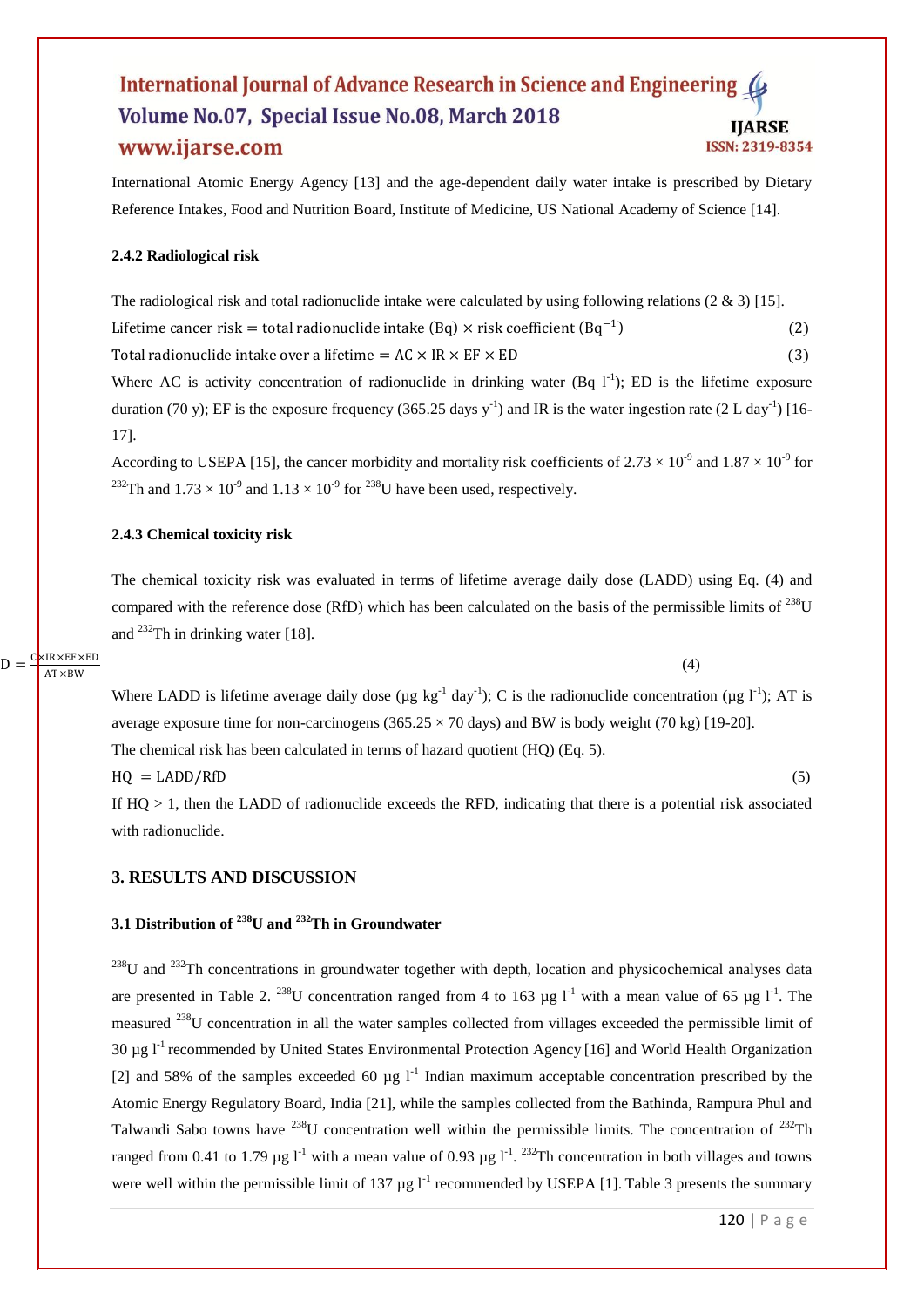International Atomic Energy Agency [13] and the age-dependent daily water intake is prescribed by Dietary Reference Intakes, Food and Nutrition Board, Institute of Medicine, US National Academy of Science [14].

#### 2.4.2 Radiological risk

The radiological risk and total radionuclide intake were calculated by using following relations (2 & 3) [15].

$$\text{Lifetime cancer risk} = \text{total radionuclide intake (Bq)} \times \text{risk coefficient } (\text{Bq}^{-1}) \quad (2)$$

$$\text{Total radionuclide intake over a lifetime} = \text{AC} \times \text{IR} \times \text{EF} \times \text{ED} \quad (3)$$

Where AC is activity concentration of radionuclide in drinking water (Bq $l^{-1}$); ED is the lifetime exposure duration (70 y); EF is the exposure frequency (365.25 days $y^{-1}$) and IR is the water ingestion rate (2 L $day^{-1}$) [16-17].

According to USEPA [15], the cancer morbidity and mortality risk coefficients of $2.73 \times 10^{-9}$ and $1.87 \times 10^{-9}$ for $^{232}$Th and $1.73 \times 10^{-9}$ and $1.13 \times 10^{-9}$ for $^{238}$U have been used, respectively.

#### 2.4.3 Chemical toxicity risk

The chemical toxicity risk was evaluated in terms of lifetime average daily dose (LADD) using Eq. (4) and compared with the reference dose (RfD) which has been calculated on the basis of the permissible limits of $^{238}$U and $^{232}$Th in drinking water [18].

$$\text{LADD} = \frac{\text{C} \times \text{IR} \times \text{EF} \times \text{ED}}{\text{AT} \times \text{BW}} \quad (4)$$

Where LADD is lifetime average daily dose (µg $kg^{-1}$ $day^{-1}$); C is the radionuclide concentration (µg $l^{-1}$); AT is average exposure time for non-carcinogens (365.25 × 70 days) and BW is body weight (70 kg) [19-20].

The chemical risk has been calculated in terms of hazard quotient (HQ) (Eq. 5).

$$\text{HQ} = \text{LADD}/\text{RfD} \quad (5)$$

If HQ > 1, then the LADD of radionuclide exceeds the RFD, indicating that there is a potential risk associated with radionuclide.

## 3. RESULTS AND DISCUSSION

### 3.1 Distribution of $^{238}$U and $^{232}$Th in Groundwater

$^{238}$U and $^{232}$Th concentrations in groundwater together with depth, location and physicochemical analyses data are presented in Table 2. $^{238}$U concentration ranged from 4 to 163 µg $l^{-1}$ with a mean value of 65 µg $l^{-1}$. The measured $^{238}$U concentration in all the water samples collected from villages exceeded the permissible limit of 30 µg $l^{-1}$ recommended by United States Environmental Protection Agency [16] and World Health Organization [2] and 58% of the samples exceeded 60 µg $l^{-1}$ Indian maximum acceptable concentration prescribed by the Atomic Energy Regulatory Board, India [21], while the samples collected from the Bathinda, Rampura Phul and Talwandi Sabo towns have $^{238}$U concentration well within the permissible limits. The concentration of $^{232}$Th ranged from 0.41 to 1.79 µg $l^{-1}$ with a mean value of 0.93 µg $l^{-1}$. $^{232}$Th concentration in both villages and towns were well within the permissible limit of 137 µg $l^{-1}$ recommended by USEPA [1]. Table 3 presents the summary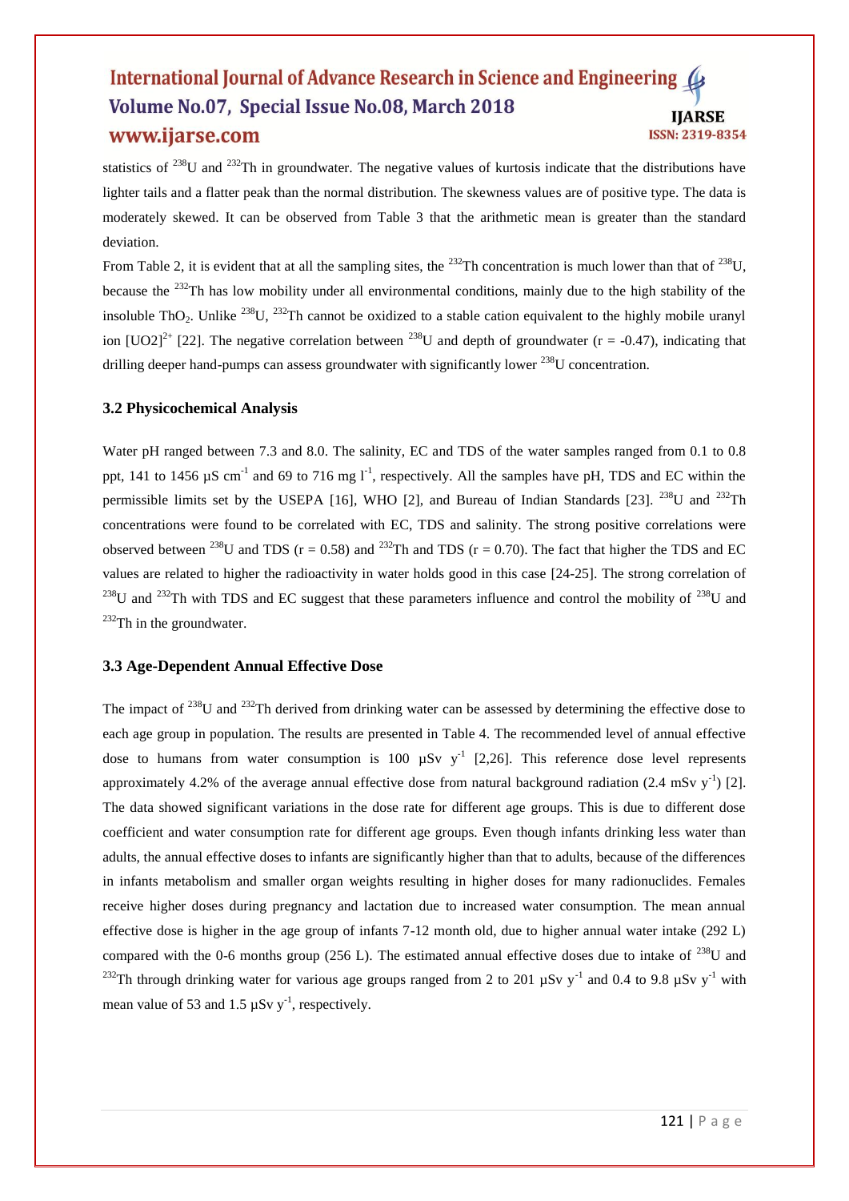statistics of $^{238}U$ and $^{232}Th$ in groundwater. The negative values of kurtosis indicate that the distributions have lighter tails and a flatter peak than the normal distribution. The skewness values are of positive type. The data is moderately skewed. It can be observed from Table 3 that the arithmetic mean is greater than the standard deviation.

From Table 2, it is evident that at all the sampling sites, the $^{232}Th$ concentration is much lower than that of $^{238}U$, because the $^{232}Th$ has low mobility under all environmental conditions, mainly due to the high stability of the insoluble $ThO_2$. Unlike $^{238}U$, $^{232}Th$ cannot be oxidized to a stable cation equivalent to the highly mobile uranyl ion $[UO2]^{2+}$ [22]. The negative correlation between $^{238}U$ and depth of groundwater ($r = -0.47$), indicating that drilling deeper hand-pumps can assess groundwater with significantly lower $^{238}U$ concentration.

### 3.2 Physicochemical Analysis

Water pH ranged between 7.3 and 8.0. The salinity, EC and TDS of the water samples ranged from 0.1 to 0.8 ppt, 141 to 1456 $\mu S\ cm^{-1}$ and 69 to 716 $mg\ l^{-1}$, respectively. All the samples have pH, TDS and EC within the permissible limits set by the USEPA [16], WHO [2], and Bureau of Indian Standards [23]. $^{238}U$ and $^{232}Th$ concentrations were found to be correlated with EC, TDS and salinity. The strong positive correlations were observed between $^{238}U$ and TDS ($r = 0.58$) and $^{232}Th$ and TDS ($r = 0.70$). The fact that higher the TDS and EC values are related to higher the radioactivity in water holds good in this case [24-25]. The strong correlation of $^{238}U$ and $^{232}Th$ with TDS and EC suggest that these parameters influence and control the mobility of $^{238}U$ and $^{232}Th$ in the groundwater.

### 3.3 Age-Dependent Annual Effective Dose

The impact of $^{238}U$ and $^{232}Th$ derived from drinking water can be assessed by determining the effective dose to each age group in population. The results are presented in Table 4. The recommended level of annual effective dose to humans from water consumption is 100 $\mu Sv\ y^{-1}$ [2,26]. This reference dose level represents approximately 4.2% of the average annual effective dose from natural background radiation (2.4 $mSv\ y^{-1}$) [2]. The data showed significant variations in the dose rate for different age groups. This is due to different dose coefficient and water consumption rate for different age groups. Even though infants drinking less water than adults, the annual effective doses to infants are significantly higher than that to adults, because of the differences in infants metabolism and smaller organ weights resulting in higher doses for many radionuclides. Females receive higher doses during pregnancy and lactation due to increased water consumption. The mean annual effective dose is higher in the age group of infants 7-12 month old, due to higher annual water intake (292 L) compared with the 0-6 months group (256 L). The estimated annual effective doses due to intake of $^{238}U$ and $^{232}Th$ through drinking water for various age groups ranged from 2 to 201 $\mu Sv\ y^{-1}$ and 0.4 to 9.8 $\mu Sv\ y^{-1}$ with mean value of 53 and 1.5 $\mu Sv\ y^{-1}$, respectively.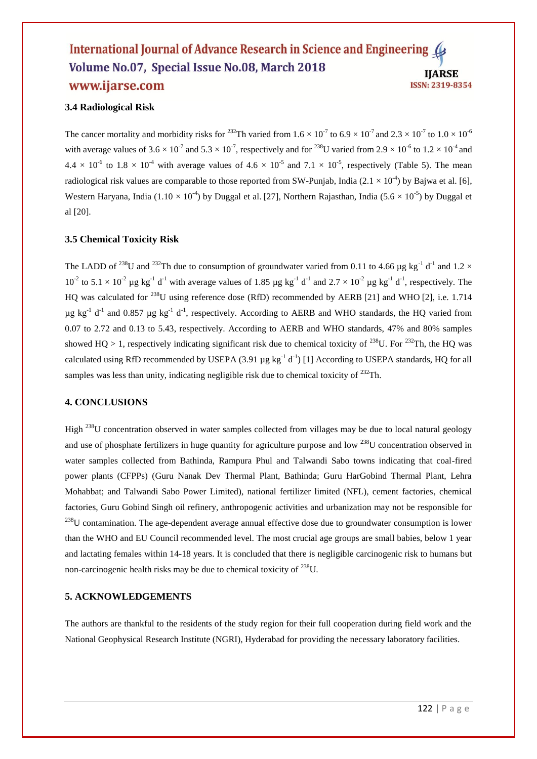### 3.4 Radiological Risk

The cancer mortality and morbidity risks for $^{232}$Th varied from $1.6 \times 10^{-7}$ to $6.9 \times 10^{-7}$ and $2.3 \times 10^{-7}$ to $1.0 \times 10^{-6}$ with average values of $3.6 \times 10^{-7}$ and $5.3 \times 10^{-7}$, respectively and for $^{238}$U varied from $2.9 \times 10^{-6}$ to $1.2 \times 10^{-4}$ and $4.4 \times 10^{-6}$ to $1.8 \times 10^{-4}$ with average values of $4.6 \times 10^{-5}$ and $7.1 \times 10^{-5}$, respectively (Table 5). The mean radiological risk values are comparable to those reported from SW-Punjab, India ($2.1 \times 10^{-4}$) by Bajwa et al. [6], Western Haryana, India ($1.10 \times 10^{-4}$) by Duggal et al. [27], Northern Rajasthan, India ($5.6 \times 10^{-5}$) by Duggal et al [20].

### 3.5 Chemical Toxicity Risk

The LADD of $^{238}$U and $^{232}$Th due to consumption of groundwater varied from 0.11 to 4.66 μg kg$^{-1}$ d$^{-1}$ and $1.2 \times 10^{-2}$ to $5.1 \times 10^{-2}$ μg kg$^{-1}$ d$^{-1}$ with average values of 1.85 μg kg$^{-1}$ d$^{-1}$ and $2.7 \times 10^{-2}$ μg kg$^{-1}$ d$^{-1}$, respectively. The HQ was calculated for $^{238}$U using reference dose (RfD) recommended by AERB [21] and WHO [2], i.e. 1.714 μg kg$^{-1}$ d$^{-1}$ and 0.857 μg kg$^{-1}$ d$^{-1}$, respectively. According to AERB and WHO standards, the HQ varied from 0.07 to 2.72 and 0.13 to 5.43, respectively. According to AERB and WHO standards, 47% and 80% samples showed HQ > 1, respectively indicating significant risk due to chemical toxicity of $^{238}$U. For $^{232}$Th, the HQ was calculated using RfD recommended by USEPA (3.91 μg kg$^{-1}$ d$^{-1}$) [1] According to USEPA standards, HQ for all samples was less than unity, indicating negligible risk due to chemical toxicity of $^{232}$Th.

### 4. CONCLUSIONS

High $^{238}$U concentration observed in water samples collected from villages may be due to local natural geology and use of phosphate fertilizers in huge quantity for agriculture purpose and low $^{238}$U concentration observed in water samples collected from Bathinda, Rampura Phul and Talwandi Sabo towns indicating that coal-fired power plants (CFPPs) (Guru Nanak Dev Thermal Plant, Bathinda; Guru HarGobind Thermal Plant, Lehra Mohabbat; and Talwandi Sabo Power Limited), national fertilizer limited (NFL), cement factories, chemical factories, Guru Gobind Singh oil refinery, anthropogenic activities and urbanization may not be responsible for $^{238}$U contamination. The age-dependent average annual effective dose due to groundwater consumption is lower than the WHO and EU Council recommended level. The most crucial age groups are small babies, below 1 year and lactating females within 14-18 years. It is concluded that there is negligible carcinogenic risk to humans but non-carcinogenic health risks may be due to chemical toxicity of $^{238}$U.

### 5. ACKNOWLEDGEMENTS

The authors are thankful to the residents of the study region for their full cooperation during field work and the National Geophysical Research Institute (NGRI), Hyderabad for providing the necessary laboratory facilities.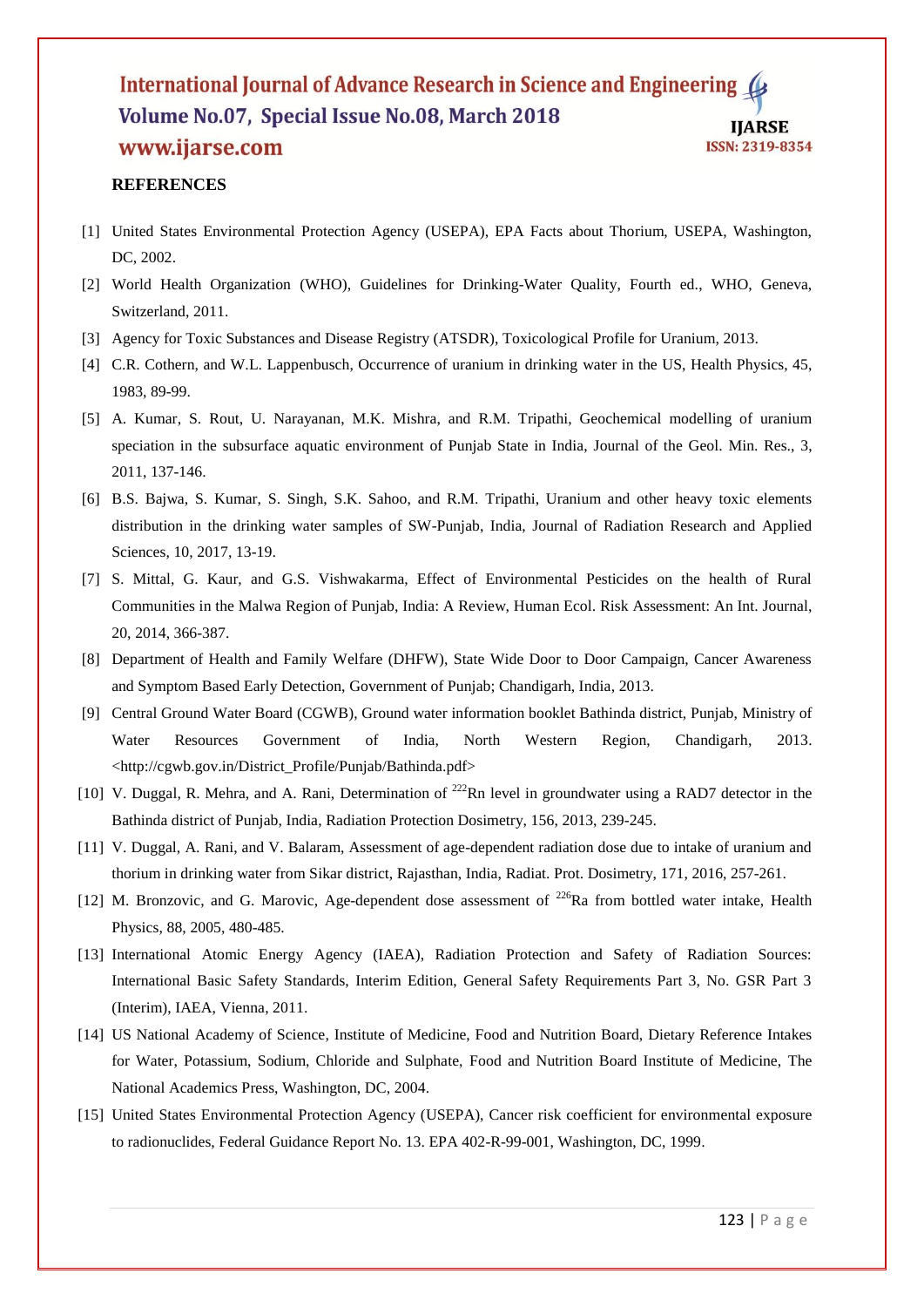## REFERENCES

[1] United States Environmental Protection Agency (USEPA), EPA Facts about Thorium, USEPA, Washington, DC, 2002.

[2] World Health Organization (WHO), Guidelines for Drinking-Water Quality, Fourth ed., WHO, Geneva, Switzerland, 2011.

[3] Agency for Toxic Substances and Disease Registry (ATSDR), Toxicological Profile for Uranium, 2013.

[4] C.R. Cothern, and W.L. Lappenbusch, Occurrence of uranium in drinking water in the US, Health Physics, 45, 1983, 89-99.

[5] A. Kumar, S. Rout, U. Narayanan, M.K. Mishra, and R.M. Tripathi, Geochemical modelling of uranium speciation in the subsurface aquatic environment of Punjab State in India, Journal of the Geol. Min. Res., 3, 2011, 137-146.

[6] B.S. Bajwa, S. Kumar, S. Singh, S.K. Sahoo, and R.M. Tripathi, Uranium and other heavy toxic elements distribution in the drinking water samples of SW-Punjab, India, Journal of Radiation Research and Applied Sciences, 10, 2017, 13-19.

[7] S. Mittal, G. Kaur, and G.S. Vishwakarma, Effect of Environmental Pesticides on the health of Rural Communities in the Malwa Region of Punjab, India: A Review, Human Ecol. Risk Assessment: An Int. Journal, 20, 2014, 366-387.

[8] Department of Health and Family Welfare (DHFW), State Wide Door to Door Campaign, Cancer Awareness and Symptom Based Early Detection, Government of Punjab; Chandigarh, India, 2013.

[9] Central Ground Water Board (CGWB), Ground water information booklet Bathinda district, Punjab, Ministry of Water Resources Government of India, North Western Region, Chandigarh, 2013. <http://cgwb.gov.in/District_Profile/Punjab/Bathinda.pdf>

[10] V. Duggal, R. Mehra, and A. Rani, Determination of $^{222}$Rn level in groundwater using a RAD7 detector in the Bathinda district of Punjab, India, Radiation Protection Dosimetry, 156, 2013, 239-245.

[11] V. Duggal, A. Rani, and V. Balaram, Assessment of age-dependent radiation dose due to intake of uranium and thorium in drinking water from Sikar district, Rajasthan, India, Radiat. Prot. Dosimetry, 171, 2016, 257-261.

[12] M. Bronzovic, and G. Marovic, Age-dependent dose assessment of $^{226}$Ra from bottled water intake, Health Physics, 88, 2005, 480-485.

[13] International Atomic Energy Agency (IAEA), Radiation Protection and Safety of Radiation Sources: International Basic Safety Standards, Interim Edition, General Safety Requirements Part 3, No. GSR Part 3 (Interim), IAEA, Vienna, 2011.

[14] US National Academy of Science, Institute of Medicine, Food and Nutrition Board, Dietary Reference Intakes for Water, Potassium, Sodium, Chloride and Sulphate, Food and Nutrition Board Institute of Medicine, The National Academics Press, Washington, DC, 2004.

[15] United States Environmental Protection Agency (USEPA), Cancer risk coefficient for environmental exposure to radionuclides, Federal Guidance Report No. 13. EPA 402-R-99-001, Washington, DC, 1999.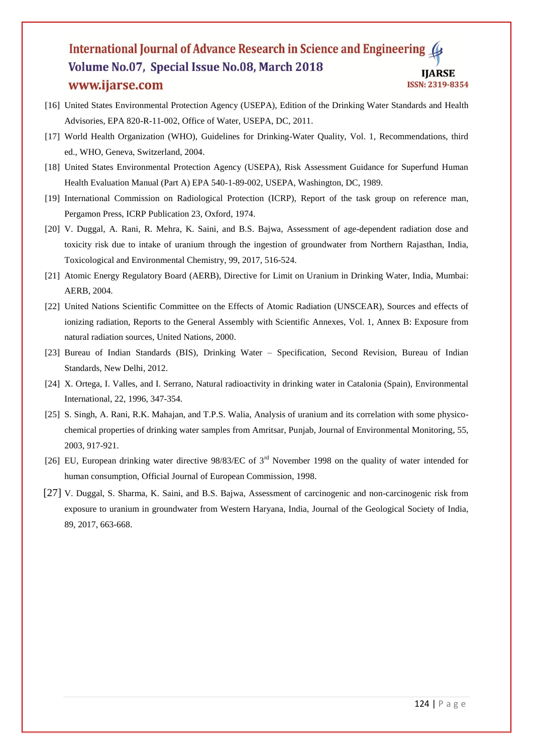[16] United States Environmental Protection Agency (USEPA), Edition of the Drinking Water Standards and Health Advisories, EPA 820-R-11-002, Office of Water, USEPA, DC, 2011.

[17] World Health Organization (WHO), Guidelines for Drinking-Water Quality, Vol. 1, Recommendations, third ed., WHO, Geneva, Switzerland, 2004.

[18] United States Environmental Protection Agency (USEPA), Risk Assessment Guidance for Superfund Human Health Evaluation Manual (Part A) EPA 540-1-89-002, USEPA, Washington, DC, 1989.

[19] International Commission on Radiological Protection (ICRP), Report of the task group on reference man, Pergamon Press, ICRP Publication 23, Oxford, 1974.

[20] V. Duggal, A. Rani, R. Mehra, K. Saini, and B.S. Bajwa, Assessment of age-dependent radiation dose and toxicity risk due to intake of uranium through the ingestion of groundwater from Northern Rajasthan, India, Toxicological and Environmental Chemistry, 99, 2017, 516-524.

[21] Atomic Energy Regulatory Board (AERB), Directive for Limit on Uranium in Drinking Water, India, Mumbai: AERB, 2004.

[22] United Nations Scientific Committee on the Effects of Atomic Radiation (UNSCEAR), Sources and effects of ionizing radiation, Reports to the General Assembly with Scientific Annexes, Vol. 1, Annex B: Exposure from natural radiation sources, United Nations, 2000.

[23] Bureau of Indian Standards (BIS), Drinking Water – Specification, Second Revision, Bureau of Indian Standards, New Delhi, 2012.

[24] X. Ortega, I. Valles, and I. Serrano, Natural radioactivity in drinking water in Catalonia (Spain), Environmental International, 22, 1996, 347-354.

[25] S. Singh, A. Rani, R.K. Mahajan, and T.P.S. Walia, Analysis of uranium and its correlation with some physico-chemical properties of drinking water samples from Amritsar, Punjab, Journal of Environmental Monitoring, 55, 2003, 917-921.

[26] EU, European drinking water directive 98/83/EC of 3rd November 1998 on the quality of water intended for human consumption, Official Journal of European Commission, 1998.

[27] V. Duggal, S. Sharma, K. Saini, and B.S. Bajwa, Assessment of carcinogenic and non-carcinogenic risk from exposure to uranium in groundwater from Western Haryana, India, Journal of the Geological Society of India, 89, 2017, 663-668.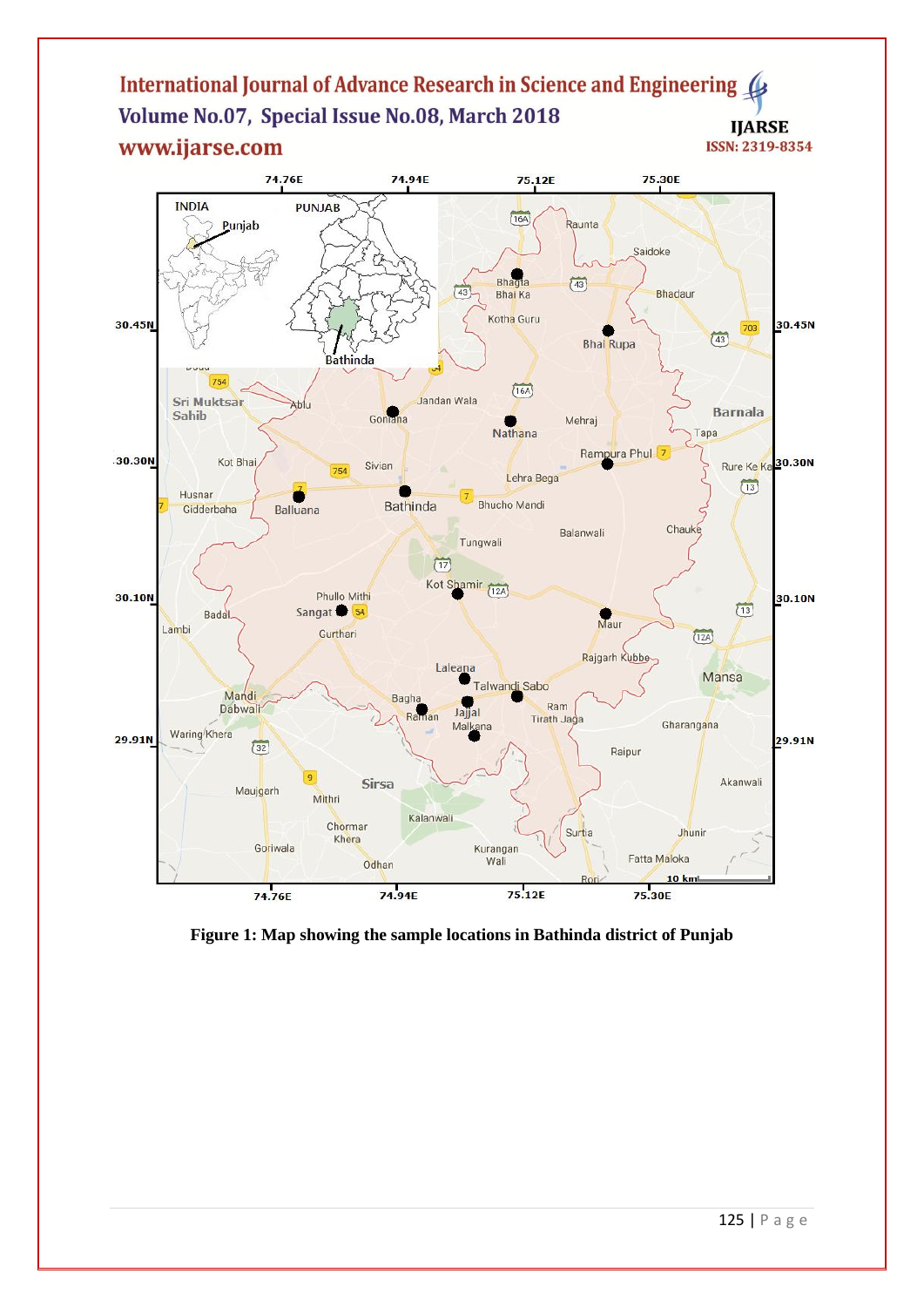**Figure 1: Map showing the sample locations in Bathinda district of Punjab**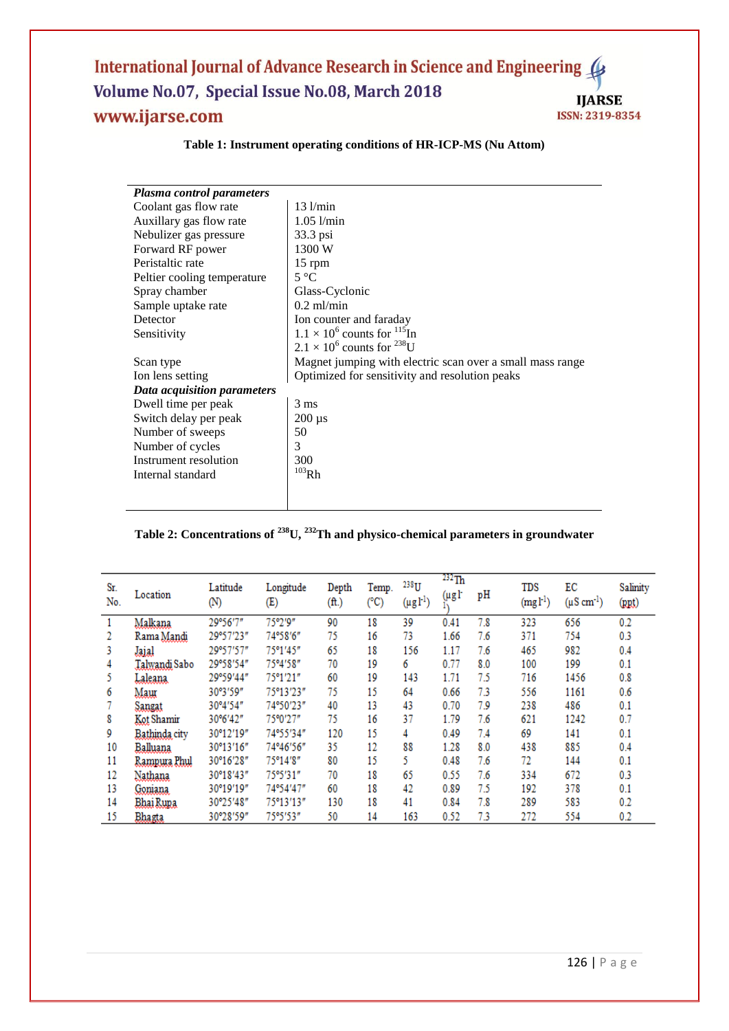**Table 1: Instrument operating conditions of HR-ICP-MS (Nu Attom)**

| | |
|---|---|
| ***Plasma control parameters*** | |
| Coolant gas flow rate | 13 l/min |
| Auxillary gas flow rate | 1.05 l/min |
| Nebulizer gas pressure | 33.3 psi |
| Forward RF power | 1300 W |
| Peristaltic rate | 15 rpm |
| Peltier cooling temperature | 5 °C |
| Spray chamber | Glass-Cyclonic |
| Sample uptake rate | 0.2 ml/min |
| Detector | Ion counter and faraday |
| Sensitivity | $1.1 \times 10^6$ counts for $^{115}$In<br>$2.1 \times 10^6$ counts for $^{238}$U |
| Scan type | Magnet jumping with electric scan over a small mass range |
| Ion lens setting | Optimized for sensitivity and resolution peaks |
| ***Data acquisition parameters*** | |
| Dwell time per peak | 3 ms |
| Switch delay per peak | 200 µs |
| Number of sweeps | 50 |
| Number of cycles | 3 |
| Instrument resolution | 300 |
| Internal standard | $^{103}$Rh |

**Table 2: Concentrations of $^{238}$U, $^{232}$Th and physico-chemical parameters in groundwater**

| Sr. No. | Location | Latitude (N) | Longitude (E) | Depth (ft.) | Temp. (°C) | $^{238}$U (µg l$^{-1}$) | $^{232}$Th (µg l$^{-1}$) | pH | TDS (mg l$^{-1}$) | EC (µS cm$^{-1}$) | Salinity (ppt) |
|---|---|---|---|---|---|---|---|---|---|---|---|
| 1 | Malkana | 29°56′7″ | 75°2′9″ | 90 | 18 | 39 | 0.41 | 7.8 | 323 | 656 | 0.2 |
| 2 | Rama Mandi | 29°57′23″ | 74°58′6″ | 75 | 16 | 73 | 1.66 | 7.6 | 371 | 754 | 0.3 |
| 3 | Jajal | 29°57′57″ | 75°1′45″ | 65 | 18 | 156 | 1.17 | 7.6 | 465 | 982 | 0.4 |
| 4 | Talwandi Sabo | 29°58′54″ | 75°4′58″ | 70 | 19 | 6 | 0.77 | 8.0 | 100 | 199 | 0.1 |
| 5 | Laleana | 29°59′44″ | 75°1′21″ | 60 | 19 | 143 | 1.71 | 7.5 | 716 | 1456 | 0.8 |
| 6 | Maur | 30°3′59″ | 75°13′23″ | 75 | 15 | 64 | 0.66 | 7.3 | 556 | 1161 | 0.6 |
| 7 | Sangat | 30°4′54″ | 74°50′23″ | 40 | 13 | 43 | 0.70 | 7.9 | 238 | 486 | 0.1 |
| 8 | Kot Shamir | 30°6′42″ | 75°0′27″ | 75 | 16 | 37 | 1.79 | 7.6 | 621 | 1242 | 0.7 |
| 9 | Bathinda city | 30°12′19″ | 74°55′34″ | 120 | 15 | 4 | 0.49 | 7.4 | 69 | 141 | 0.1 |
| 10 | Balluana | 30°13′16″ | 74°46′56″ | 35 | 12 | 88 | 1.28 | 8.0 | 438 | 885 | 0.4 |
| 11 | Rampura Phul | 30°16′28″ | 75°14′8″ | 80 | 15 | 5 | 0.48 | 7.6 | 72 | 144 | 0.1 |
| 12 | Nathana | 30°18′43″ | 75°5′31″ | 70 | 18 | 65 | 0.55 | 7.6 | 334 | 672 | 0.3 |
| 13 | Goniana | 30°19′19″ | 74°54′47″ | 60 | 18 | 42 | 0.89 | 7.5 | 192 | 378 | 0.1 |
| 14 | Bhai Rupa | 30°25′48″ | 75°13′13″ | 130 | 18 | 41 | 0.84 | 7.8 | 289 | 583 | 0.2 |
| 15 | Bhagta | 30°28′59″ | 75°5′53″ | 50 | 14 | 163 | 0.52 | 7.3 | 272 | 554 | 0.2 |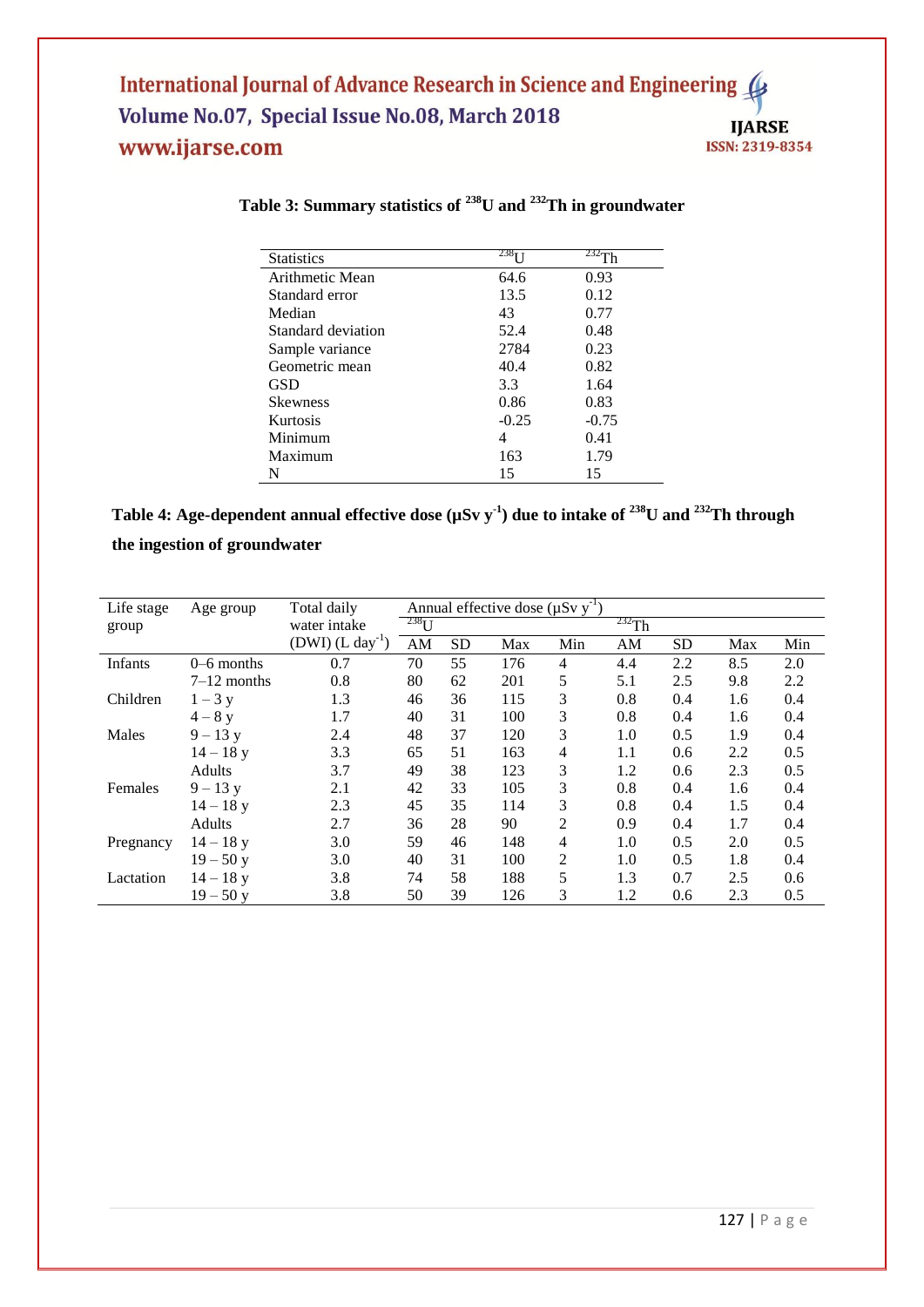**Table 3: Summary statistics of $^{238}U$ and $^{232}Th$ in groundwater**

| Statistics | $^{238}U$ | $^{232}Th$ |
|---|---|---|
| Arithmetic Mean | 64.6 | 0.93 |
| Standard error | 13.5 | 0.12 |
| Median | 43 | 0.77 |
| Standard deviation | 52.4 | 0.48 |
| Sample variance | 2784 | 0.23 |
| Geometric mean | 40.4 | 0.82 |
| GSD | 3.3 | 1.64 |
| Skewness | 0.86 | 0.83 |
| Kurtosis | -0.25 | -0.75 |
| Minimum | 4 | 0.41 |
| Maximum | 163 | 1.79 |
| N | 15 | 15 |

**Table 4: Age-dependent annual effective dose (μSv $y^{-1}$) due to intake of $^{238}U$ and $^{232}Th$ through the ingestion of groundwater**

| Life stage group | Age group | Total daily water intake (DWI) (L $day^{-1}$) | Annual effective dose (μSv $y^{-1}$) | | | | | | | |
|---|---|---|---|---|---|---|---|---|---|---|
| | | | $^{238}U$ | | | | $^{232}Th$ | | | |
| | | | AM | SD | Max | Min | AM | SD | Max | Min |
| Infants | 0–6 months | 0.7 | 70 | 55 | 176 | 4 | 4.4 | 2.2 | 8.5 | 2.0 |
| | 7–12 months | 0.8 | 80 | 62 | 201 | 5 | 5.1 | 2.5 | 9.8 | 2.2 |
| Children | 1 – 3 y | 1.3 | 46 | 36 | 115 | 3 | 0.8 | 0.4 | 1.6 | 0.4 |
| | 4 – 8 y | 1.7 | 40 | 31 | 100 | 3 | 0.8 | 0.4 | 1.6 | 0.4 |
| Males | 9 – 13 y | 2.4 | 48 | 37 | 120 | 3 | 1.0 | 0.5 | 1.9 | 0.4 |
| | 14 – 18 y | 3.3 | 65 | 51 | 163 | 4 | 1.1 | 0.6 | 2.2 | 0.5 |
| | Adults | 3.7 | 49 | 38 | 123 | 3 | 1.2 | 0.6 | 2.3 | 0.5 |
| Females | 9 – 13 y | 2.1 | 42 | 33 | 105 | 3 | 0.8 | 0.4 | 1.6 | 0.4 |
| | 14 – 18 y | 2.3 | 45 | 35 | 114 | 3 | 0.8 | 0.4 | 1.5 | 0.4 |
| | Adults | 2.7 | 36 | 28 | 90 | 2 | 0.9 | 0.4 | 1.7 | 0.4 |
| Pregnancy | 14 – 18 y | 3.0 | 59 | 46 | 148 | 4 | 1.0 | 0.5 | 2.0 | 0.5 |
| | 19 – 50 y | 3.0 | 40 | 31 | 100 | 2 | 1.0 | 0.5 | 1.8 | 0.4 |
| Lactation | 14 – 18 y | 3.8 | 74 | 58 | 188 | 5 | 1.3 | 0.7 | 2.5 | 0.6 |
| | 19 – 50 y | 3.8 | 50 | 39 | 126 | 3 | 1.2 | 0.6 | 2.3 | 0.5 |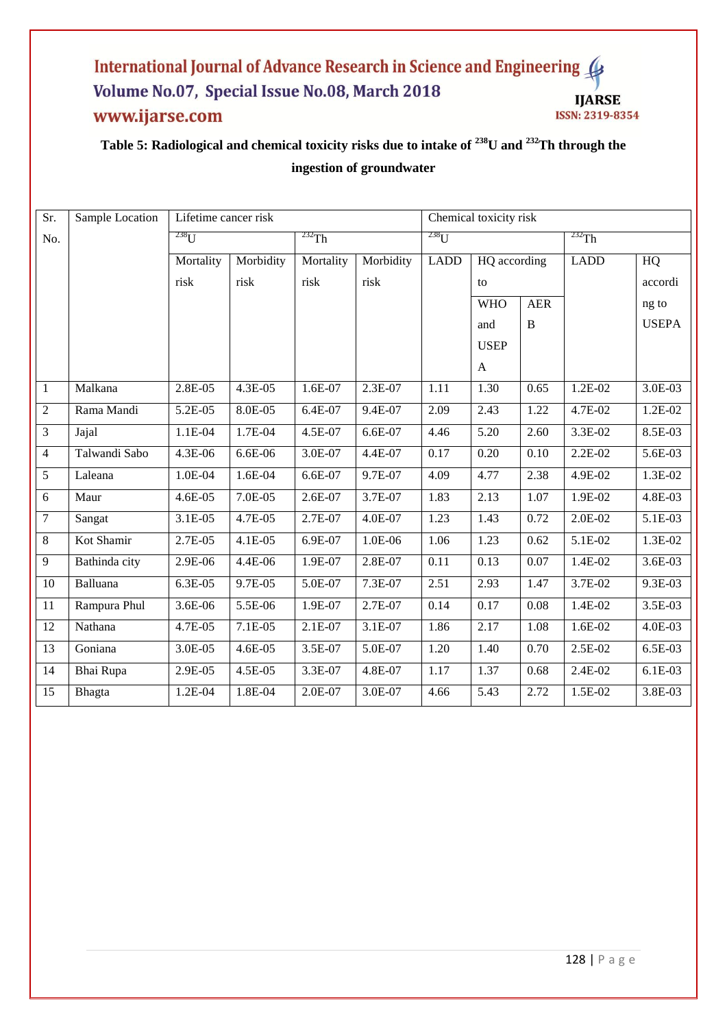**Table 5: Radiological and chemical toxicity risks due to intake of $^{238}U$ and $^{232}Th$ through the ingestion of groundwater**

| Sr. No. | Sample Location | Lifetime cancer risk | | | | Chemical toxicity risk | | | | |
|---|---|---|---|---|---|---|---|---|---|---|
| | | $^{238}U$ | | $^{232}Th$ | | $^{238}U$ | | | $^{232}Th$ | |
| | | Mortality risk | Morbidity risk | Mortality risk | Morbidity risk | LADD | HQ according to | | LADD | HQ according to USEPA |
| | | | | | | | WHO and USEPA | AERB | | |
| 1 | Malkana | 2.8E-05 | 4.3E-05 | 1.6E-07 | 2.3E-07 | 1.11 | 1.30 | 0.65 | 1.2E-02 | 3.0E-03 |
| 2 | Rama Mandi | 5.2E-05 | 8.0E-05 | 6.4E-07 | 9.4E-07 | 2.09 | 2.43 | 1.22 | 4.7E-02 | 1.2E-02 |
| 3 | Jajal | 1.1E-04 | 1.7E-04 | 4.5E-07 | 6.6E-07 | 4.46 | 5.20 | 2.60 | 3.3E-02 | 8.5E-03 |
| 4 | Talwandi Sabo | 4.3E-06 | 6.6E-06 | 3.0E-07 | 4.4E-07 | 0.17 | 0.20 | 0.10 | 2.2E-02 | 5.6E-03 |
| 5 | Laleana | 1.0E-04 | 1.6E-04 | 6.6E-07 | 9.7E-07 | 4.09 | 4.77 | 2.38 | 4.9E-02 | 1.3E-02 |
| 6 | Maur | 4.6E-05 | 7.0E-05 | 2.6E-07 | 3.7E-07 | 1.83 | 2.13 | 1.07 | 1.9E-02 | 4.8E-03 |
| 7 | Sangat | 3.1E-05 | 4.7E-05 | 2.7E-07 | 4.0E-07 | 1.23 | 1.43 | 0.72 | 2.0E-02 | 5.1E-03 |
| 8 | Kot Shamir | 2.7E-05 | 4.1E-05 | 6.9E-07 | 1.0E-06 | 1.06 | 1.23 | 0.62 | 5.1E-02 | 1.3E-02 |
| 9 | Bathinda city | 2.9E-06 | 4.4E-06 | 1.9E-07 | 2.8E-07 | 0.11 | 0.13 | 0.07 | 1.4E-02 | 3.6E-03 |
| 10 | Balluana | 6.3E-05 | 9.7E-05 | 5.0E-07 | 7.3E-07 | 2.51 | 2.93 | 1.47 | 3.7E-02 | 9.3E-03 |
| 11 | Rampura Phul | 3.6E-06 | 5.5E-06 | 1.9E-07 | 2.7E-07 | 0.14 | 0.17 | 0.08 | 1.4E-02 | 3.5E-03 |
| 12 | Nathana | 4.7E-05 | 7.1E-05 | 2.1E-07 | 3.1E-07 | 1.86 | 2.17 | 1.08 | 1.6E-02 | 4.0E-03 |
| 13 | Goniana | 3.0E-05 | 4.6E-05 | 3.5E-07 | 5.0E-07 | 1.20 | 1.40 | 0.70 | 2.5E-02 | 6.5E-03 |
| 14 | Bhai Rupa | 2.9E-05 | 4.5E-05 | 3.3E-07 | 4.8E-07 | 1.17 | 1.37 | 0.68 | 2.4E-02 | 6.1E-03 |
| 15 | Bhagta | 1.2E-04 | 1.8E-04 | 2.0E-07 | 3.0E-07 | 4.66 | 5.43 | 2.72 | 1.5E-02 | 3.8E-03 |